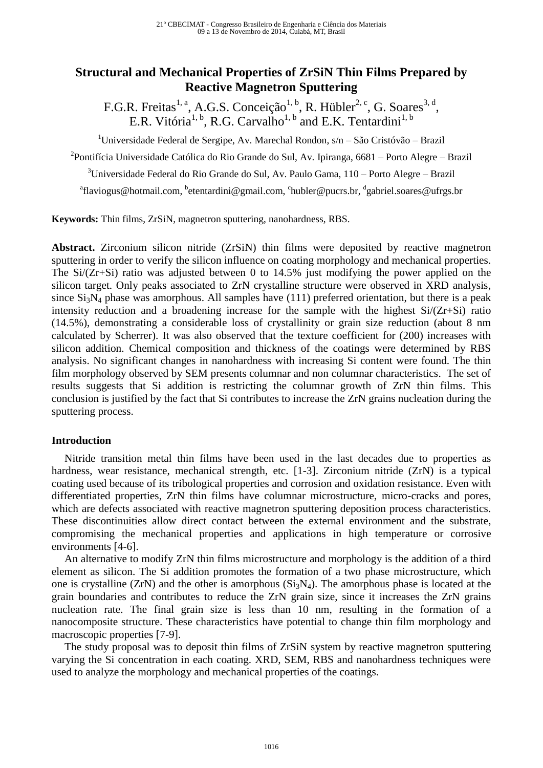# Structural and Mechanical Properties of ZrSiN Thin Films Prepared by Reactive Magnetron Sputtering

F.G.R. Freitas[1, a], A.G.S. Conceição[1, b], R. Hübler[2, c], G. Soares[3, d], E.R. Vitória[1, b], R.G. Carvalho[1, b] and E.K. Tentardini[1, b]

[1]Universidade Federal de Sergipe, Av. Marechal Rondon, s/n – São Cristóvão – Brazil

[2]Pontifícia Universidade Católica do Rio Grande do Sul, Av. Ipiranga, 6681 – Porto Alegre – Brazil

[3]Universidade Federal do Rio Grande do Sul, Av. Paulo Gama, 110 – Porto Alegre – Brazil

[a]flaviogus@hotmail.com, [b]etentardini@gmail.com, [c]hubler@pucrs.br, [d]gabriel.soares@ufrgs.br

**Keywords:** Thin films, ZrSiN, magnetron sputtering, nanohardness, RBS.

**Abstract.** Zirconium silicon nitride (ZrSiN) thin films were deposited by reactive magnetron sputtering in order to verify the silicon influence on coating morphology and mechanical properties. The Si/(Zr+Si) ratio was adjusted between 0 to 14.5% just modifying the power applied on the silicon target. Only peaks associated to ZrN crystalline structure were observed in XRD analysis, since $Si_3N_4$ phase was amorphous. All samples have (111) preferred orientation, but there is a peak intensity reduction and a broadening increase for the sample with the highest Si/(Zr+Si) ratio (14.5%), demonstrating a considerable loss of crystallinity or grain size reduction (about 8 nm calculated by Scherrer). It was also observed that the texture coefficient for (200) increases with silicon addition. Chemical composition and thickness of the coatings were determined by RBS analysis. No significant changes in nanohardness with increasing Si content were found. The thin film morphology observed by SEM presents columnar and non columnar characteristics. The set of results suggests that Si addition is restricting the columnar growth of ZrN thin films. This conclusion is justified by the fact that Si contributes to increase the ZrN grains nucleation during the sputtering process.

## Introduction

Nitride transition metal thin films have been used in the last decades due to properties as hardness, wear resistance, mechanical strength, etc. [1-3]. Zirconium nitride (ZrN) is a typical coating used because of its tribological properties and corrosion and oxidation resistance. Even with differentiated properties, ZrN thin films have columnar microstructure, micro-cracks and pores, which are defects associated with reactive magnetron sputtering deposition process characteristics. These discontinuities allow direct contact between the external environment and the substrate, compromising the mechanical properties and applications in high temperature or corrosive environments [4-6].

An alternative to modify ZrN thin films microstructure and morphology is the addition of a third element as silicon. The Si addition promotes the formation of a two phase microstructure, which one is crystalline (ZrN) and the other is amorphous ($Si_3N_4$). The amorphous phase is located at the grain boundaries and contributes to reduce the ZrN grain size, since it increases the ZrN grains nucleation rate. The final grain size is less than 10 nm, resulting in the formation of a nanocomposite structure. These characteristics have potential to change thin film morphology and macroscopic properties [7-9].

The study proposal was to deposit thin films of ZrSiN system by reactive magnetron sputtering varying the Si concentration in each coating. XRD, SEM, RBS and nanohardness techniques were used to analyze the morphology and mechanical properties of the coatings.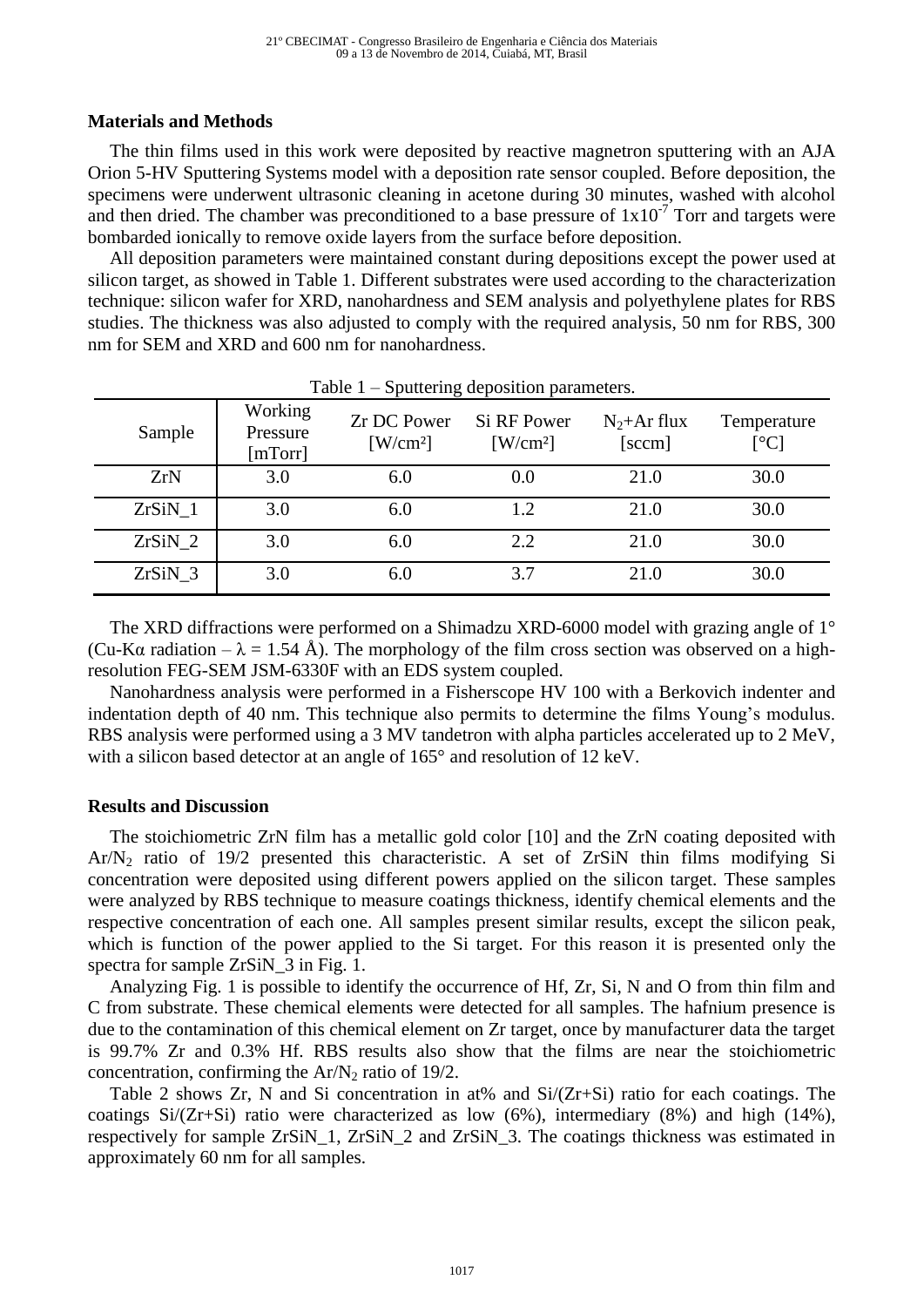## Materials and Methods

The thin films used in this work were deposited by reactive magnetron sputtering with an AJA Orion 5-HV Sputtering Systems model with a deposition rate sensor coupled. Before deposition, the specimens were underwent ultrasonic cleaning in acetone during 30 minutes, washed with alcohol and then dried. The chamber was preconditioned to a base pressure of $1x10^{-7}$ Torr and targets were bombarded ionically to remove oxide layers from the surface before deposition.

All deposition parameters were maintained constant during depositions except the power used at silicon target, as showed in Table 1. Different substrates were used according to the characterization technique: silicon wafer for XRD, nanohardness and SEM analysis and polyethylene plates for RBS studies. The thickness was also adjusted to comply with the required analysis, 50 nm for RBS, 300 nm for SEM and XRD and 600 nm for nanohardness.

Table 1 – Sputtering deposition parameters.

| Sample | Working Pressure [mTorr] | Zr DC Power [W/cm²] | Si RF Power [W/cm²] | $N_2$+Ar flux [sccm] | Temperature [°C] |
|---|---|---|---|---|---|
| ZrN | 3.0 | 6.0 | 0.0 | 21.0 | 30.0 |
| ZrSiN_1 | 3.0 | 6.0 | 1.2 | 21.0 | 30.0 |
| ZrSiN_2 | 3.0 | 6.0 | 2.2 | 21.0 | 30.0 |
| ZrSiN_3 | 3.0 | 6.0 | 3.7 | 21.0 | 30.0 |

The XRD diffractions were performed on a Shimadzu XRD-6000 model with grazing angle of 1° (Cu-Kα radiation – $\lambda$ = 1.54 Å). The morphology of the film cross section was observed on a high-resolution FEG-SEM JSM-6330F with an EDS system coupled.

Nanohardness analysis were performed in a Fisherscope HV 100 with a Berkovich indenter and indentation depth of 40 nm. This technique also permits to determine the films Young's modulus. RBS analysis were performed using a 3 MV tandetron with alpha particles accelerated up to 2 MeV, with a silicon based detector at an angle of 165° and resolution of 12 keV.

## Results and Discussion

The stoichiometric ZrN film has a metallic gold color [10] and the ZrN coating deposited with $Ar/N_2$ ratio of 19/2 presented this characteristic. A set of ZrSiN thin films modifying Si concentration were deposited using different powers applied on the silicon target. These samples were analyzed by RBS technique to measure coatings thickness, identify chemical elements and the respective concentration of each one. All samples present similar results, except the silicon peak, which is function of the power applied to the Si target. For this reason it is presented only the spectra for sample ZrSiN_3 in Fig. 1.

Analyzing Fig. 1 is possible to identify the occurrence of Hf, Zr, Si, N and O from thin film and C from substrate. These chemical elements were detected for all samples. The hafnium presence is due to the contamination of this chemical element on Zr target, once by manufacturer data the target is 99.7% Zr and 0.3% Hf. RBS results also show that the films are near the stoichiometric concentration, confirming the $Ar/N_2$ ratio of 19/2.

Table 2 shows Zr, N and Si concentration in at% and Si/(Zr+Si) ratio for each coatings. The coatings Si/(Zr+Si) ratio were characterized as low (6%), intermediary (8%) and high (14%), respectively for sample ZrSiN_1, ZrSiN_2 and ZrSiN_3. The coatings thickness was estimated in approximately 60 nm for all samples.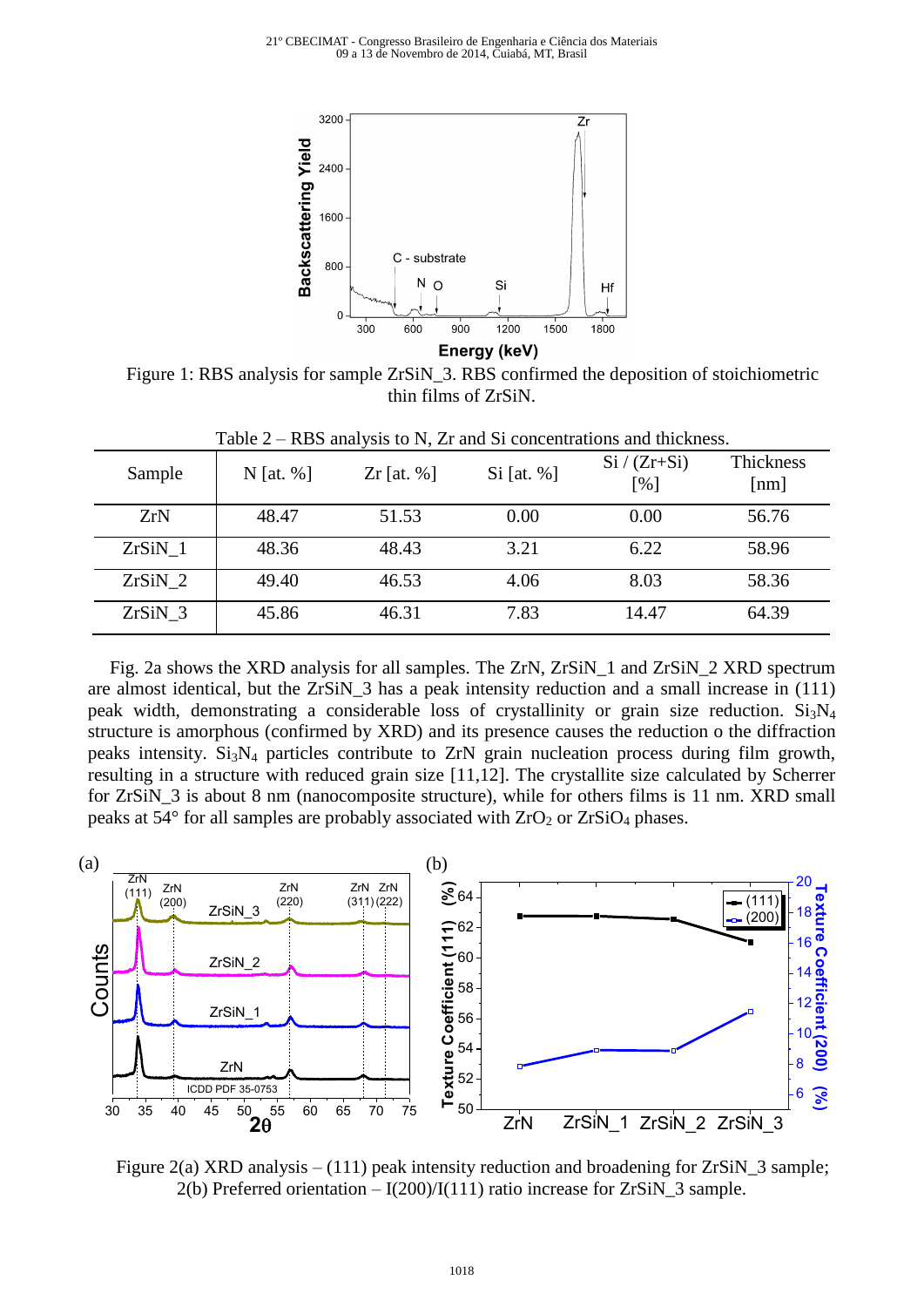Figure 1: RBS analysis for sample ZrSiN_3. RBS confirmed the deposition of stoichiometric thin films of ZrSiN.

Table 2 – RBS analysis to N, Zr and Si concentrations and thickness.

| Sample | N [at. %] | Zr [at. %] | Si [at. %] | Si / (Zr+Si) [%] | Thickness [nm] |
|---|---|---|---|---|---|
| ZrN | 48.47 | 51.53 | 0.00 | 0.00 | 56.76 |
| ZrSiN_1 | 48.36 | 48.43 | 3.21 | 6.22 | 58.96 |
| ZrSiN_2 | 49.40 | 46.53 | 4.06 | 8.03 | 58.36 |
| ZrSiN_3 | 45.86 | 46.31 | 7.83 | 14.47 | 64.39 |

Fig. 2a shows the XRD analysis for all samples. The ZrN, ZrSiN_1 and ZrSiN_2 XRD spectrum are almost identical, but the ZrSiN_3 has a peak intensity reduction and a small increase in (111) peak width, demonstrating a considerable loss of crystallinity or grain size reduction. $Si_3N_4$ structure is amorphous (confirmed by XRD) and its presence causes the reduction o the diffraction peaks intensity. $Si_3N_4$ particles contribute to ZrN grain nucleation process during film growth, resulting in a structure with reduced grain size [11,12]. The crystallite size calculated by Scherrer for ZrSiN_3 is about 8 nm (nanocomposite structure), while for others films is 11 nm. XRD small peaks at 54° for all samples are probably associated with $ZrO_2$ or $ZrSiO_4$ phases.

Figure 2(a) XRD analysis – (111) peak intensity reduction and broadening for ZrSiN_3 sample; 2(b) Preferred orientation – I(200)/I(111) ratio increase for ZrSiN_3 sample.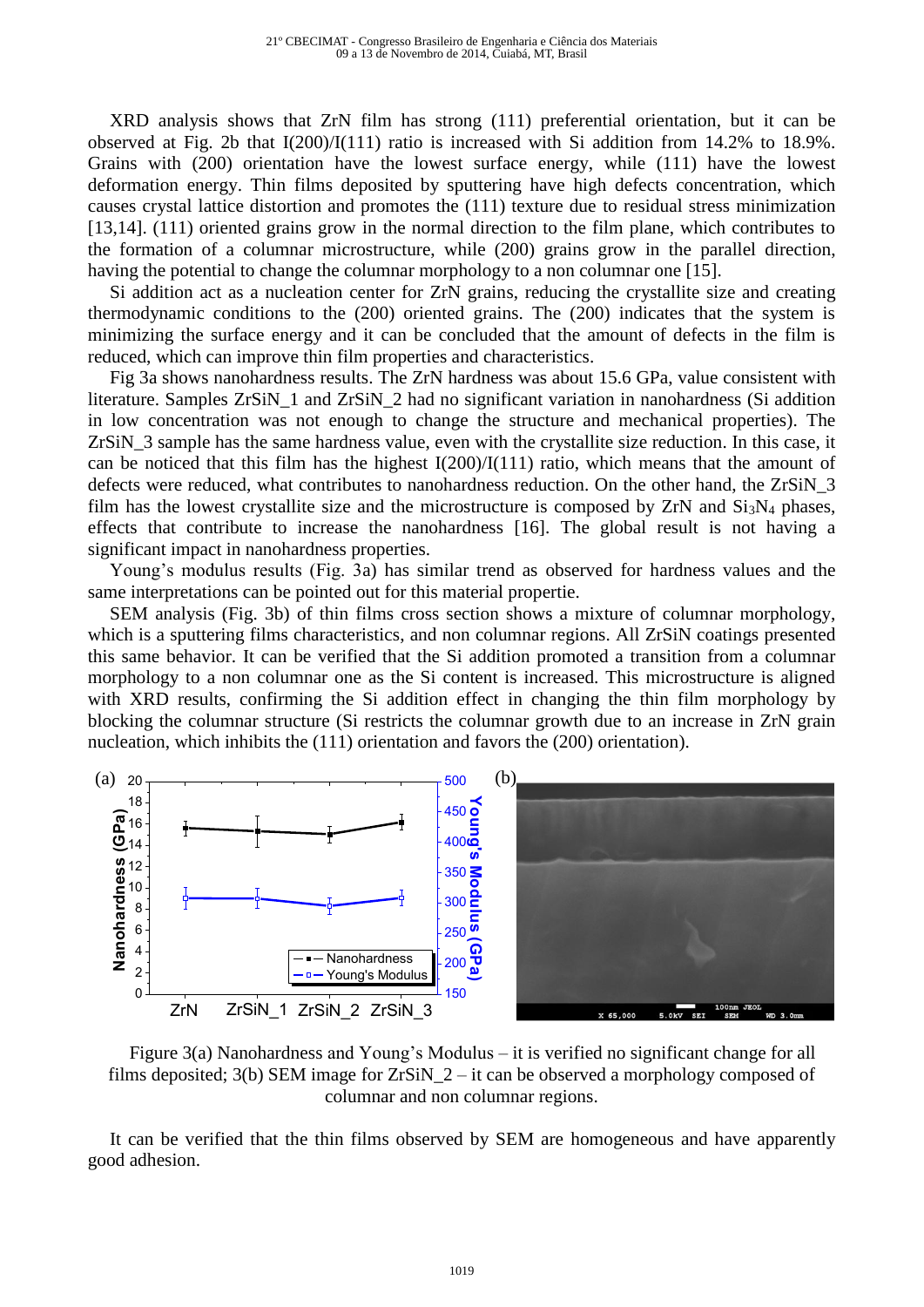XRD analysis shows that ZrN film has strong (111) preferential orientation, but it can be observed at Fig. 2b that I(200)/I(111) ratio is increased with Si addition from 14.2% to 18.9%. Grains with (200) orientation have the lowest surface energy, while (111) have the lowest deformation energy. Thin films deposited by sputtering have high defects concentration, which causes crystal lattice distortion and promotes the (111) texture due to residual stress minimization [13,14]. (111) oriented grains grow in the normal direction to the film plane, which contributes to the formation of a columnar microstructure, while (200) grains grow in the parallel direction, having the potential to change the columnar morphology to a non columnar one [15].

Si addition act as a nucleation center for ZrN grains, reducing the crystallite size and creating thermodynamic conditions to the (200) oriented grains. The (200) indicates that the system is minimizing the surface energy and it can be concluded that the amount of defects in the film is reduced, which can improve thin film properties and characteristics.

Fig 3a shows nanohardness results. The ZrN hardness was about 15.6 GPa, value consistent with literature. Samples ZrSiN_1 and ZrSiN_2 had no significant variation in nanohardness (Si addition in low concentration was not enough to change the structure and mechanical properties). The ZrSiN_3 sample has the same hardness value, even with the crystallite size reduction. In this case, it can be noticed that this film has the highest I(200)/I(111) ratio, which means that the amount of defects were reduced, what contributes to nanohardness reduction. On the other hand, the ZrSiN_3 film has the lowest crystallite size and the microstructure is composed by ZrN and $Si_3N_4$ phases, effects that contribute to increase the nanohardness [16]. The global result is not having a significant impact in nanohardness properties.

Young's modulus results (Fig. 3a) has similar trend as observed for hardness values and the same interpretations can be pointed out for this material propertie.

SEM analysis (Fig. 3b) of thin films cross section shows a mixture of columnar morphology, which is a sputtering films characteristics, and non columnar regions. All ZrSiN coatings presented this same behavior. It can be verified that the Si addition promoted a transition from a columnar morphology to a non columnar one as the Si content is increased. This microstructure is aligned with XRD results, confirming the Si addition effect in changing the thin film morphology by blocking the columnar structure (Si restricts the columnar growth due to an increase in ZrN grain nucleation, which inhibits the (111) orientation and favors the (200) orientation).

Figure 3(a) Nanohardness and Young's Modulus – it is verified no significant change for all films deposited; 3(b) SEM image for ZrSiN_2 – it can be observed a morphology composed of columnar and non columnar regions.

It can be verified that the thin films observed by SEM are homogeneous and have apparently good adhesion.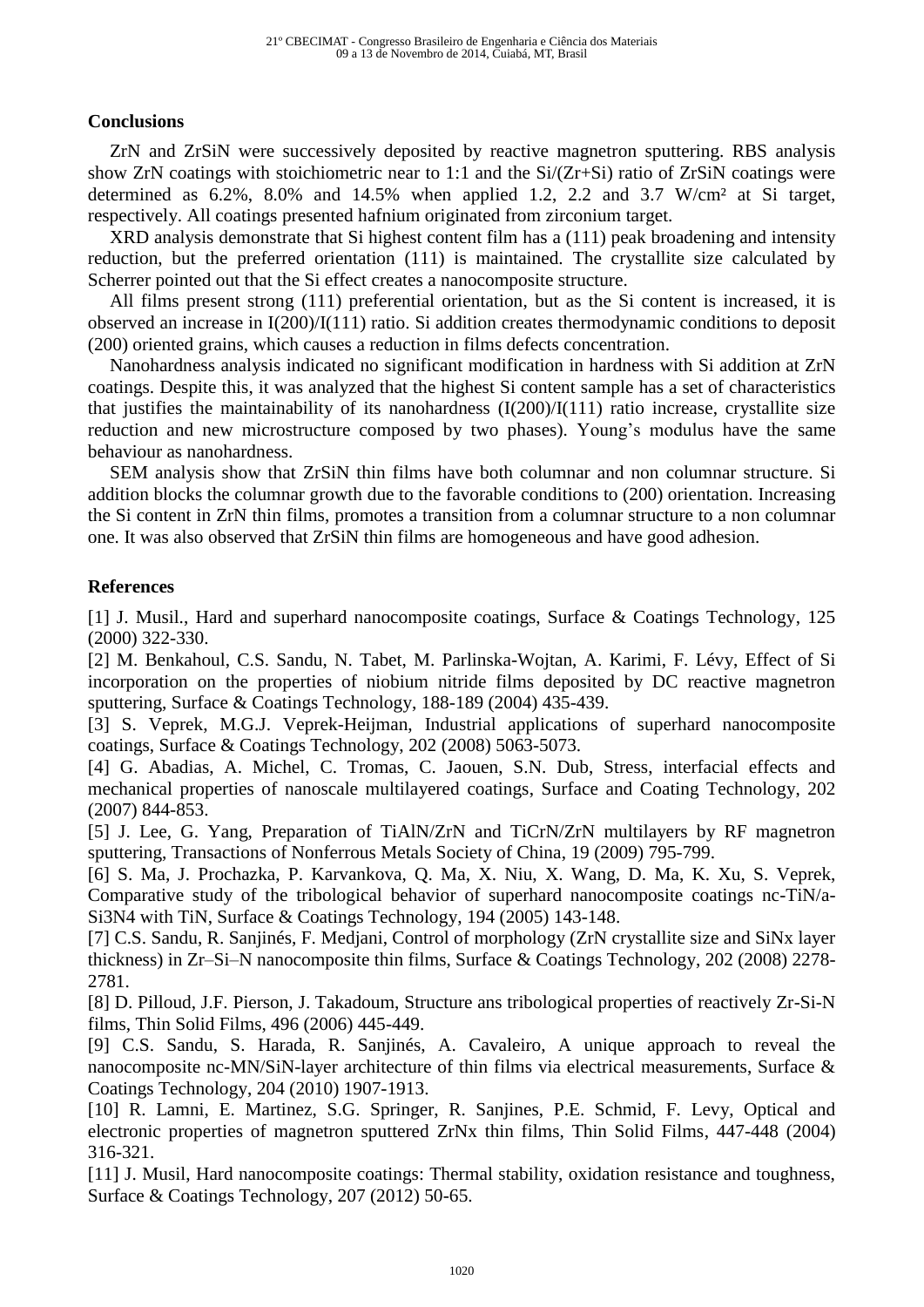## Conclusions

ZrN and ZrSiN were successively deposited by reactive magnetron sputtering. RBS analysis show ZrN coatings with stoichiometric near to 1:1 and the Si/(Zr+Si) ratio of ZrSiN coatings were determined as 6.2%, 8.0% and 14.5% when applied 1.2, 2.2 and 3.7 W/cm² at Si target, respectively. All coatings presented hafnium originated from zirconium target.

XRD analysis demonstrate that Si highest content film has a (111) peak broadening and intensity reduction, but the preferred orientation (111) is maintained. The crystallite size calculated by Scherrer pointed out that the Si effect creates a nanocomposite structure.

All films present strong (111) preferential orientation, but as the Si content is increased, it is observed an increase in I(200)/I(111) ratio. Si addition creates thermodynamic conditions to deposit (200) oriented grains, which causes a reduction in films defects concentration.

Nanohardness analysis indicated no significant modification in hardness with Si addition at ZrN coatings. Despite this, it was analyzed that the highest Si content sample has a set of characteristics that justifies the maintainability of its nanohardness (I(200)/I(111) ratio increase, crystallite size reduction and new microstructure composed by two phases). Young's modulus have the same behaviour as nanohardness.

SEM analysis show that ZrSiN thin films have both columnar and non columnar structure. Si addition blocks the columnar growth due to the favorable conditions to (200) orientation. Increasing the Si content in ZrN thin films, promotes a transition from a columnar structure to a non columnar one. It was also observed that ZrSiN thin films are homogeneous and have good adhesion.

## References

[1] J. Musil., Hard and superhard nanocomposite coatings, Surface & Coatings Technology, 125 (2000) 322-330.

[2] M. Benkahoul, C.S. Sandu, N. Tabet, M. Parlinska-Wojtan, A. Karimi, F. Lévy, Effect of Si incorporation on the properties of niobium nitride films deposited by DC reactive magnetron sputtering, Surface & Coatings Technology, 188-189 (2004) 435-439.

[3] S. Veprek, M.G.J. Veprek-Heijman, Industrial applications of superhard nanocomposite coatings, Surface & Coatings Technology, 202 (2008) 5063-5073.

[4] G. Abadias, A. Michel, C. Tromas, C. Jaouen, S.N. Dub, Stress, interfacial effects and mechanical properties of nanoscale multilayered coatings, Surface and Coating Technology, 202 (2007) 844-853.

[5] J. Lee, G. Yang, Preparation of TiAlN/ZrN and TiCrN/ZrN multilayers by RF magnetron sputtering, Transactions of Nonferrous Metals Society of China, 19 (2009) 795-799.

[6] S. Ma, J. Prochazka, P. Karvankova, Q. Ma, X. Niu, X. Wang, D. Ma, K. Xu, S. Veprek, Comparative study of the tribological behavior of superhard nanocomposite coatings nc-TiN/a-Si3N4 with TiN, Surface & Coatings Technology, 194 (2005) 143-148.

[7] C.S. Sandu, R. Sanjinés, F. Medjani, Control of morphology (ZrN crystallite size and SiNx layer thickness) in Zr–Si–N nanocomposite thin films, Surface & Coatings Technology, 202 (2008) 2278-2781.

[8] D. Pilloud, J.F. Pierson, J. Takadoum, Structure ans tribological properties of reactively Zr-Si-N films, Thin Solid Films, 496 (2006) 445-449.

[9] C.S. Sandu, S. Harada, R. Sanjinés, A. Cavaleiro, A unique approach to reveal the nanocomposite nc-MN/SiN-layer architecture of thin films via electrical measurements, Surface & Coatings Technology, 204 (2010) 1907-1913.

[10] R. Lamni, E. Martinez, S.G. Springer, R. Sanjines, P.E. Schmid, F. Levy, Optical and electronic properties of magnetron sputtered ZrNx thin films, Thin Solid Films, 447-448 (2004) 316-321.

[11] J. Musil, Hard nanocomposite coatings: Thermal stability, oxidation resistance and toughness, Surface & Coatings Technology, 207 (2012) 50-65.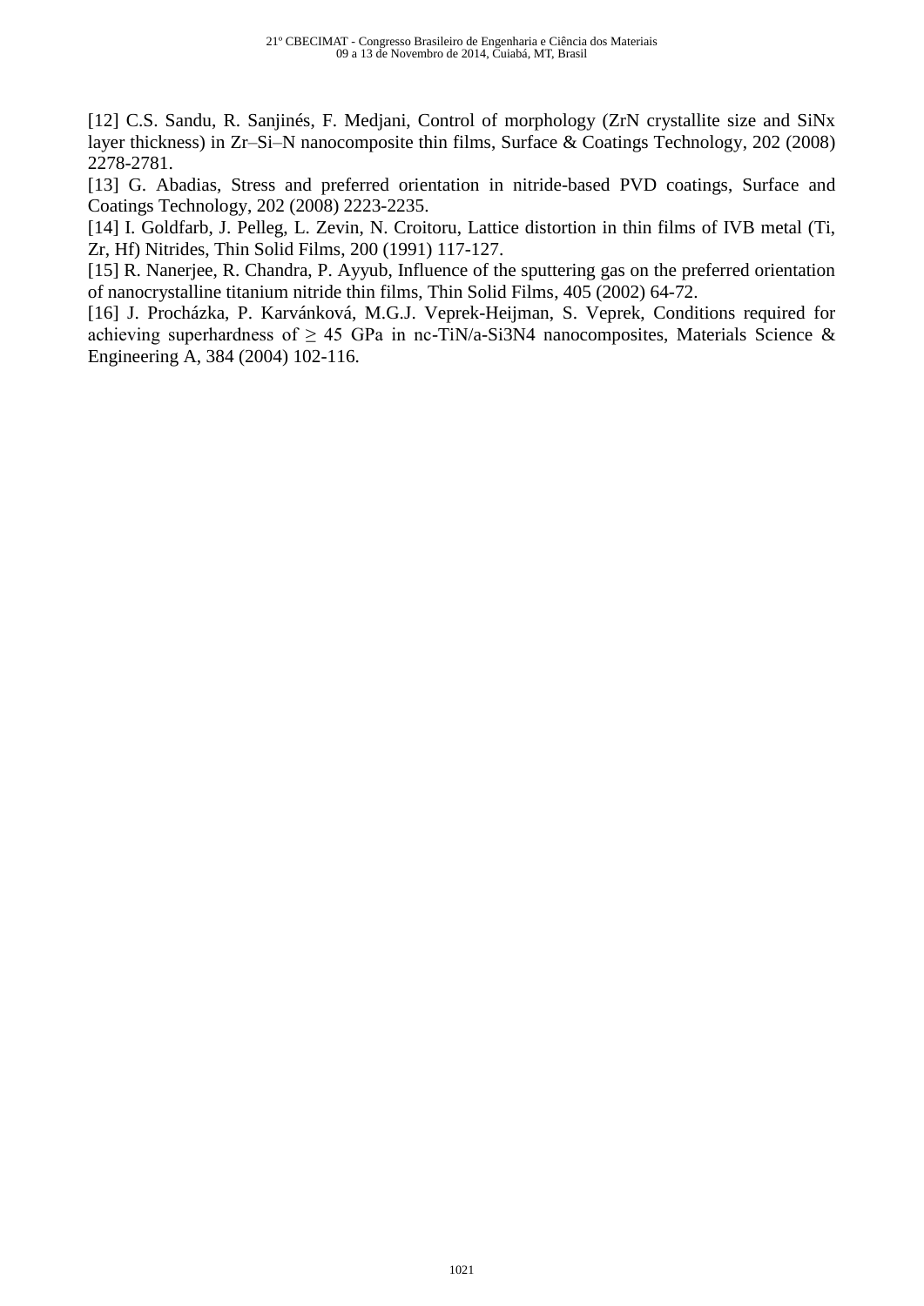[12] C.S. Sandu, R. Sanjinés, F. Medjani, Control of morphology (ZrN crystallite size and SiNx layer thickness) in Zr–Si–N nanocomposite thin films, Surface & Coatings Technology, 202 (2008) 2278-2781.

[13] G. Abadias, Stress and preferred orientation in nitride-based PVD coatings, Surface and Coatings Technology, 202 (2008) 2223-2235.

[14] I. Goldfarb, J. Pelleg, L. Zevin, N. Croitoru, Lattice distortion in thin films of IVB metal (Ti, Zr, Hf) Nitrides, Thin Solid Films, 200 (1991) 117-127.

[15] R. Nanerjee, R. Chandra, P. Ayyub, Influence of the sputtering gas on the preferred orientation of nanocrystalline titanium nitride thin films, Thin Solid Films, 405 (2002) 64-72.

[16] J. Procházka, P. Karvánková, M.G.J. Veprek-Heijman, S. Veprek, Conditions required for achieving superhardness of ≥ 45 GPa in nc-TiN/a-Si3N4 nanocomposites, Materials Science & Engineering A, 384 (2004) 102-116.